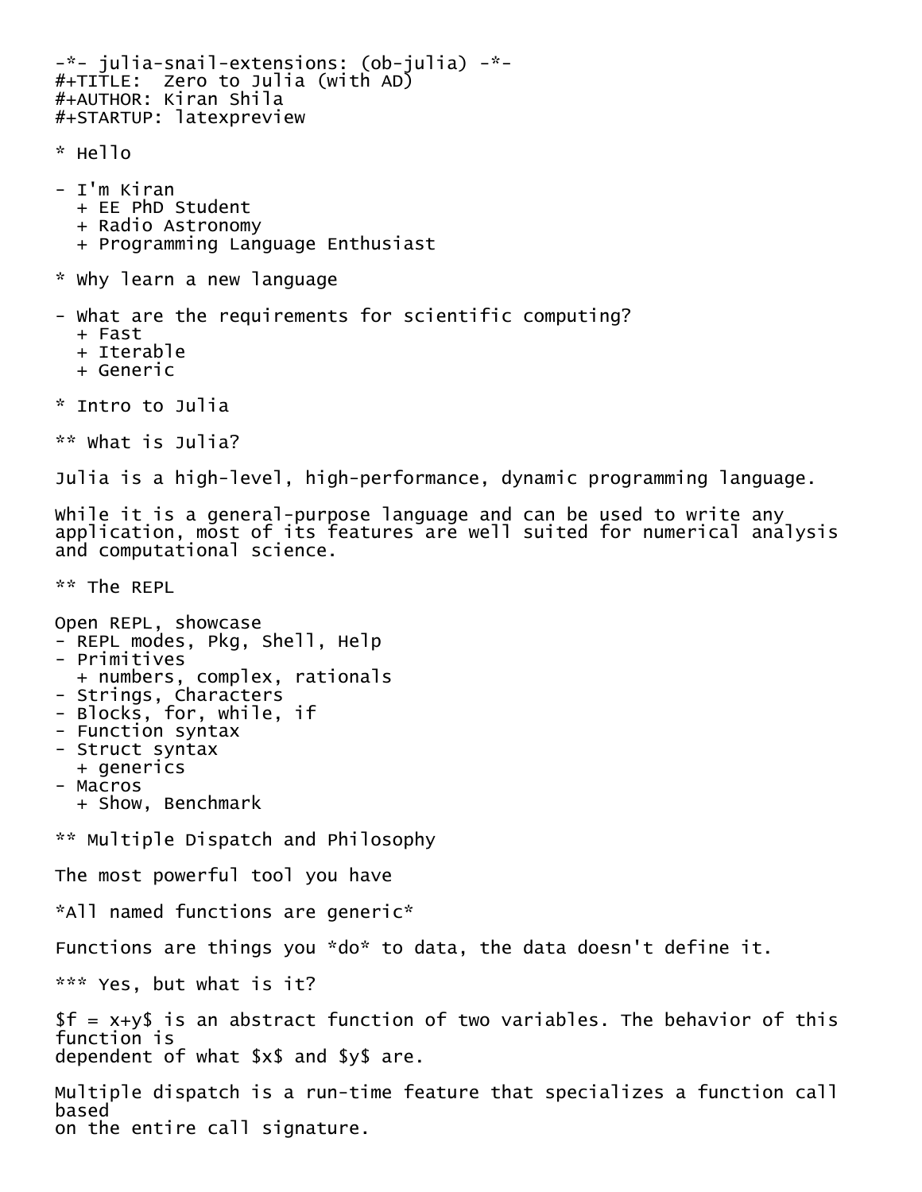-*- julia-snail-extensions: (ob-julia) -*-
#+TITLE:  Zero to Julia (with AD)
#+AUTHOR: Kiran Shila
#+STARTUP: latexpreview

# Hello

- I'm Kiran
  - EE PhD Student
  - Radio Astronomy
  - Programming Language Enthusiast

# Why learn a new language

- What are the requirements for scientific computing?
  - Fast
  - Iterable
  - Generic

# Intro to Julia

## What is Julia?

Julia is a high-level, high-performance, dynamic programming language.

While it is a general-purpose language and can be used to write any application, most of its features are well suited for numerical analysis and computational science.

## The REPL

Open REPL, showcase
- REPL modes, Pkg, Shell, Help
- Primitives
  - numbers, complex, rationals
- Strings, Characters
- Blocks, for, while, if
- Function syntax
- Struct syntax
  - generics
- Macros
  - Show, Benchmark

## Multiple Dispatch and Philosophy

The most powerful tool you have

**All named functions are generic**

Functions are things you **do** to data, the data doesn't define it.

### Yes, but what is it?

$f = x+y$ is an abstract function of two variables. The behavior of this function is
dependent of what $x$ and $y$ are.

Multiple dispatch is a run-time feature that specializes a function call based
on the entire call signature.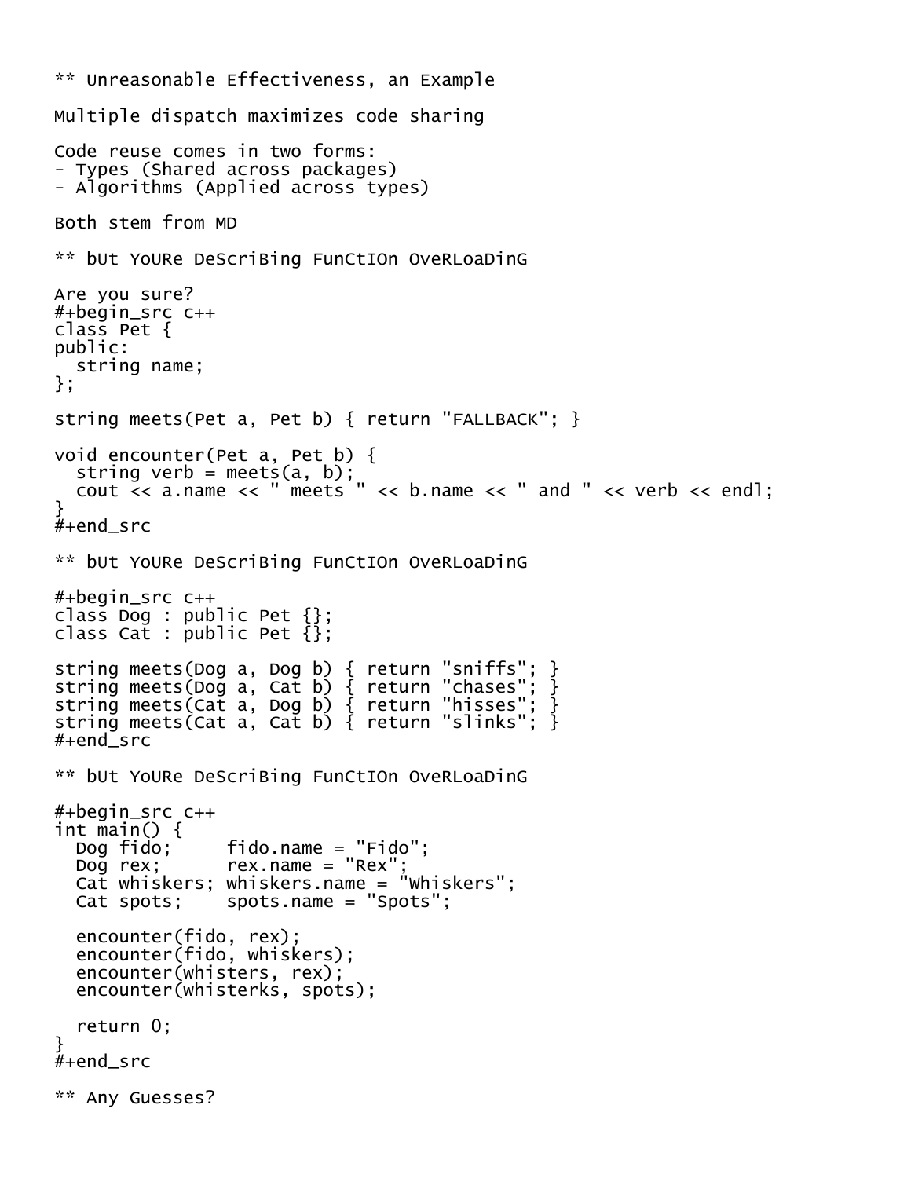## Unreasonable Effectiveness, an Example

Multiple dispatch maximizes code sharing

Code reuse comes in two forms:
- Types (Shared across packages)
- Algorithms (Applied across types)

Both stem from MD

## bUt YoURe DeScriBing FunCtIOn OveRLoaDinG

Are you sure?

```c++
class Pet {
public:
  string name;
};

string meets(Pet a, Pet b) { return "FALLBACK"; }

void encounter(Pet a, Pet b) {
  string verb = meets(a, b);
  cout << a.name << " meets " << b.name << " and " << verb << endl;
}
```

## bUt YoURe DeScriBing FunCtIOn OveRLoaDinG

```c++
class Dog : public Pet {};
class Cat : public Pet {};

string meets(Dog a, Dog b) { return "sniffs"; }
string meets(Dog a, Cat b) { return "chases"; }
string meets(Cat a, Dog b) { return "hisses"; }
string meets(Cat a, Cat b) { return "slinks"; }
```

## bUt YoURe DeScriBing FunCtIOn OveRLoaDinG

```c++
int main() {
  Dog fido;     fido.name = "Fido";
  Dog rex;      rex.name = "Rex";
  Cat whiskers; whiskers.name = "Whiskers";
  Cat spots;    spots.name = "Spots";

  encounter(fido, rex);
  encounter(fido, whiskers);
  encounter(whisters, rex);
  encounter(whisterks, spots);

  return 0;
}
```

## Any Guesses?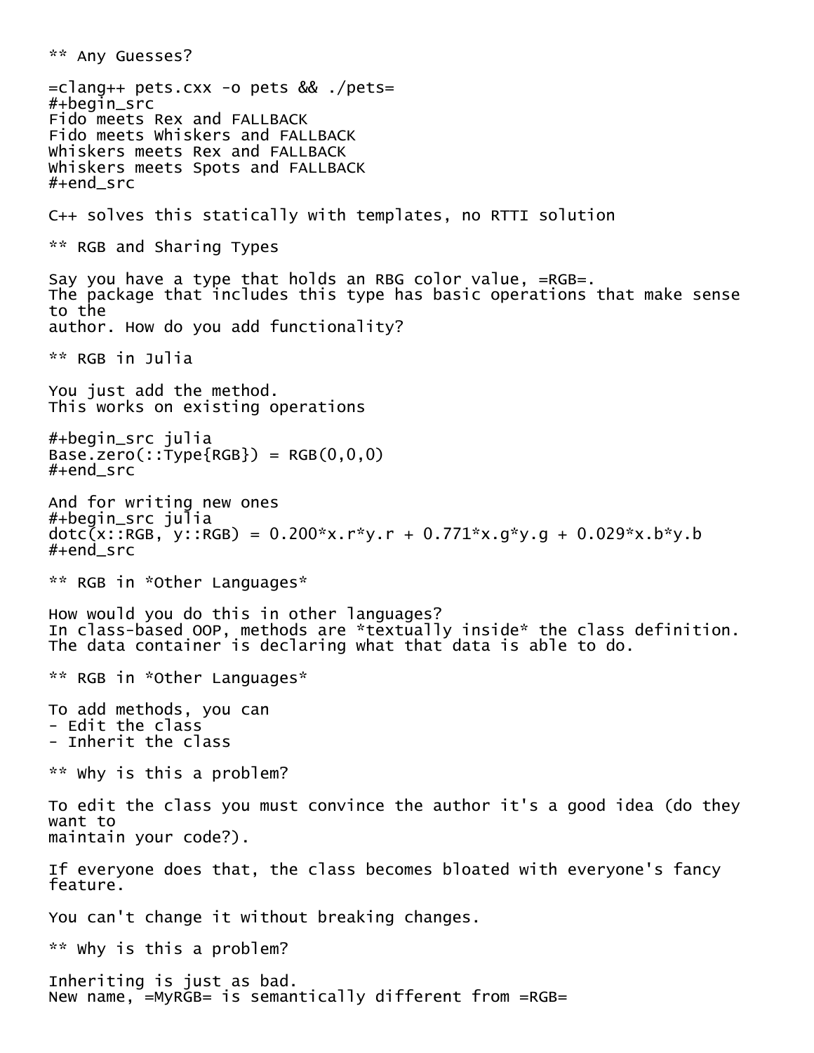## Any Guesses?

`clang++ pets.cxx -o pets && ./pets`

```
Fido meets Rex and FALLBACK
Fido meets Whiskers and FALLBACK
Whiskers meets Rex and FALLBACK
Whiskers meets Spots and FALLBACK
```

C++ solves this statically with templates, no RTTI solution

## RGB and Sharing Types

Say you have a type that holds an RBG color value, `RGB`.
The package that includes this type has basic operations that make sense to the author. How do you add functionality?

## RGB in Julia

You just add the method.
This works on existing operations

```julia
Base.zero(::Type{RGB}) = RGB(0,0,0)
```

And for writing new ones

```julia
dotc(x::RGB, y::RGB) = 0.200*x.r*y.r + 0.771*x.g*y.g + 0.029*x.b*y.b
```

## RGB in *Other Languages*

How would you do this in other languages?
In class-based OOP, methods are *textually inside* the class definition.
The data container is declaring what that data is able to do.

## RGB in *Other Languages*

To add methods, you can

- Edit the class
- Inherit the class

## Why is this a problem?

To edit the class you must convince the author it's a good idea (do they want to maintain your code?).

If everyone does that, the class becomes bloated with everyone's fancy feature.

You can't change it without breaking changes.

## Why is this a problem?

Inheriting is just as bad.
New name, `MyRGB` is semantically different from `RGB`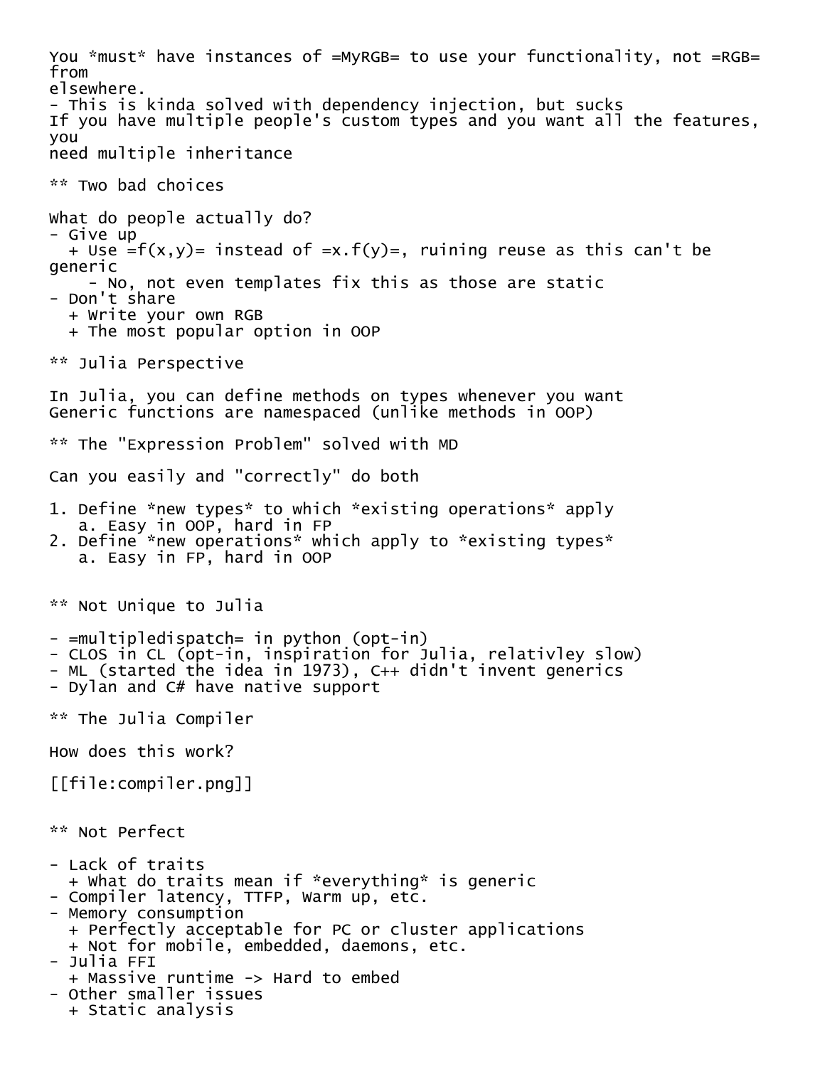You *must* have instances of =MyRGB= to use your functionality, not =RGB= from elsewhere.

- This is kinda solved with dependency injection, but sucks

If you have multiple people's custom types and you want all the features, you need multiple inheritance

## Two bad choices

What do people actually do?

- Give up
  + Use =f(x,y)= instead of =x.f(y)=, ruining reuse as this can't be generic
    - No, not even templates fix this as those are static
- Don't share
  + Write your own RGB
  + The most popular option in OOP

## Julia Perspective

In Julia, you can define methods on types whenever you want
Generic functions are namespaced (unlike methods in OOP)

## The "Expression Problem" solved with MD

Can you easily and "correctly" do both

1. Define *new types* to which *existing operations* apply
   a. Easy in OOP, hard in FP
2. Define *new operations* which apply to *existing types*
   a. Easy in FP, hard in OOP

## Not Unique to Julia

- =multipledispatch= in python (opt-in)
- CLOS in CL (opt-in, inspiration for Julia, relativley slow)
- ML (started the idea in 1973), C++ didn't invent generics
- Dylan and C# have native support

## The Julia Compiler

How does this work?

[[file:compiler.png]]

## Not Perfect

- Lack of traits
  + What do traits mean if *everything* is generic
- Compiler latency, TTFP, Warm up, etc.
- Memory consumption
  + Perfectly acceptable for PC or cluster applications
  + Not for mobile, embedded, daemons, etc.
- Julia FFI
  + Massive runtime -> Hard to embed
- Other smaller issues
  + Static analysis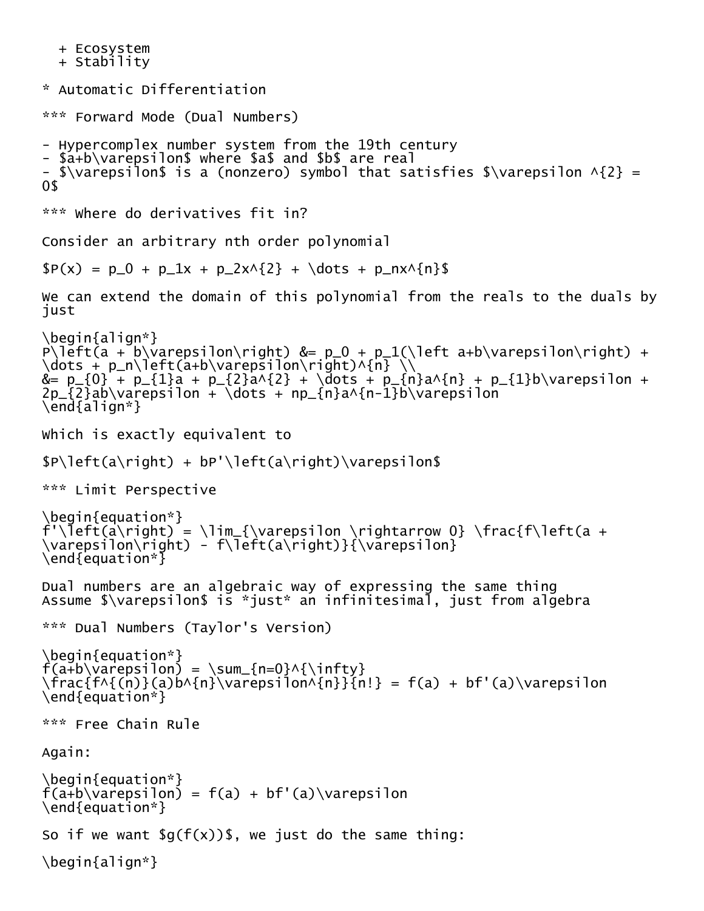- Ecosystem
  - Stability

# Automatic Differentiation

### Forward Mode (Dual Numbers)

- Hypercomplex number system from the 19th century
- $a+b\varepsilon$ where $a$ and $b$ are real
- $\varepsilon$ is a (nonzero) symbol that satisfies $\varepsilon ^{2} = 0$

### Where do derivatives fit in?

Consider an arbitrary nth order polynomial

$P(x) = p_0 + p_1x + p_2x^{2} + \dots + p_nx^{n}$

We can extend the domain of this polynomial from the reals to the duals by just

$$
\begin{align*}
P\left(a + b\varepsilon\right) &= p_0 + p_1(\left a+b\varepsilon\right) + \dots + p_n\left(a+b\varepsilon\right)^{n} \\
&= p_{0} + p_{1}a + p_{2}a^{2} + \dots + p_{n}a^{n} + p_{1}b\varepsilon + 2p_{2}ab\varepsilon + \dots + np_{n}a^{n-1}b\varepsilon
\end{align*}
$$

Which is exactly equivalent to

$P\left(a\right) + bP'\left(a\right)\varepsilon$

### Limit Perspective

$$
\begin{equation*}
f'\left(a\right) = \lim_{\varepsilon \rightarrow 0} \frac{f\left(a + \varepsilon\right) - f\left(a\right)}{\varepsilon}
\end{equation*}
$$

Dual numbers are an algebraic way of expressing the same thing
Assume $\varepsilon$ is *just* an infinitesimal, just from algebra

### Dual Numbers (Taylor's Version)

$$
\begin{equation*}
f(a+b\varepsilon) = \sum_{n=0}^{\infty} \frac{f^{(n)}(a)b^{n}\varepsilon^{n}}{n!} = f(a) + bf'(a)\varepsilon
\end{equation*}
$$

### Free Chain Rule

Again:

$$
\begin{equation*}
f(a+b\varepsilon) = f(a) + bf'(a)\varepsilon
\end{equation*}
$$

So if we want $g(f(x))$, we just do the same thing:

\begin{align*}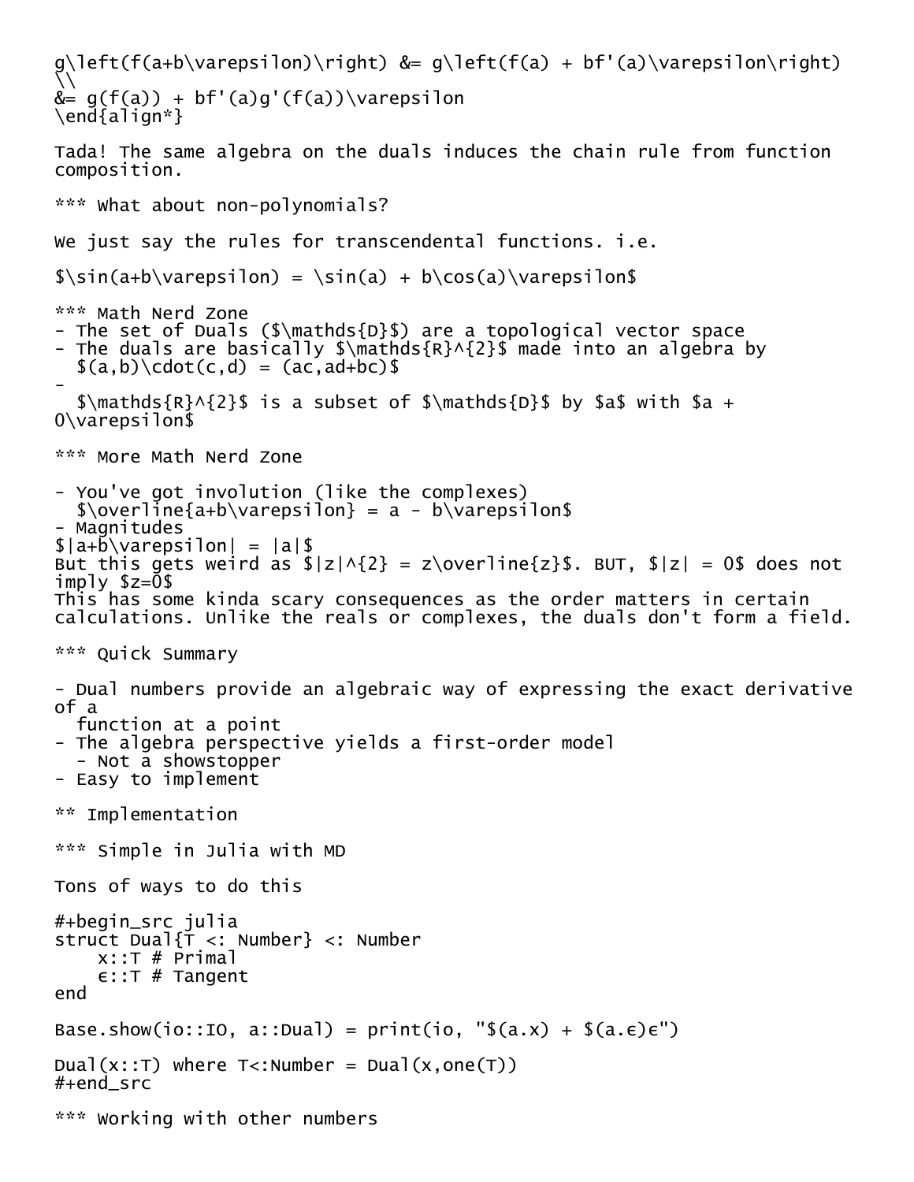$$
\begin{align*}
g\left(f(a+b\varepsilon)\right) &= g\left(f(a) + bf'(a)\varepsilon\right) \\
&= g(f(a)) + bf'(a)g'(f(a))\varepsilon
\end{align*}
$$

Tada! The same algebra on the duals induces the chain rule from function composition.

### What about non-polynomials?

We just say the rules for transcendental functions. i.e.

$\sin(a+b\varepsilon) = \sin(a) + b\cos(a)\varepsilon$

### Math Nerd Zone

- The set of Duals ($\mathds{D}$) are a topological vector space
- The duals are basically $\mathds{R}^{2}$ made into an algebra by $(a,b)\cdot(c,d) = (ac,ad+bc)$
- $\mathds{R}^{2}$ is a subset of $\mathds{D}$ by $a$ with $a + 0\varepsilon$

### More Math Nerd Zone

- You've got involution (like the complexes) $\overline{a+b\varepsilon} = a - b\varepsilon$
- Magnitudes

$|a+b\varepsilon| = |a|$

But this gets weird as $|z|^{2} = z\overline{z}$. BUT, $|z| = 0$ does not imply $z=0$

This has some kinda scary consequences as the order matters in certain calculations. Unlike the reals or complexes, the duals don't form a field.

### Quick Summary

- Dual numbers provide an algebraic way of expressing the exact derivative of a function at a point
- The algebra perspective yields a first-order model
  - Not a showstopper
- Easy to implement

## Implementation

### Simple in Julia with MD

Tons of ways to do this

```julia
struct Dual{T <: Number} <: Number
    x::T # Primal
    ϵ::T # Tangent
end

Base.show(io::IO, a::Dual) = print(io, "$(a.x) + $(a.ϵ)ϵ")

Dual(x::T) where T<:Number = Dual(x,one(T))
```

### Working with other numbers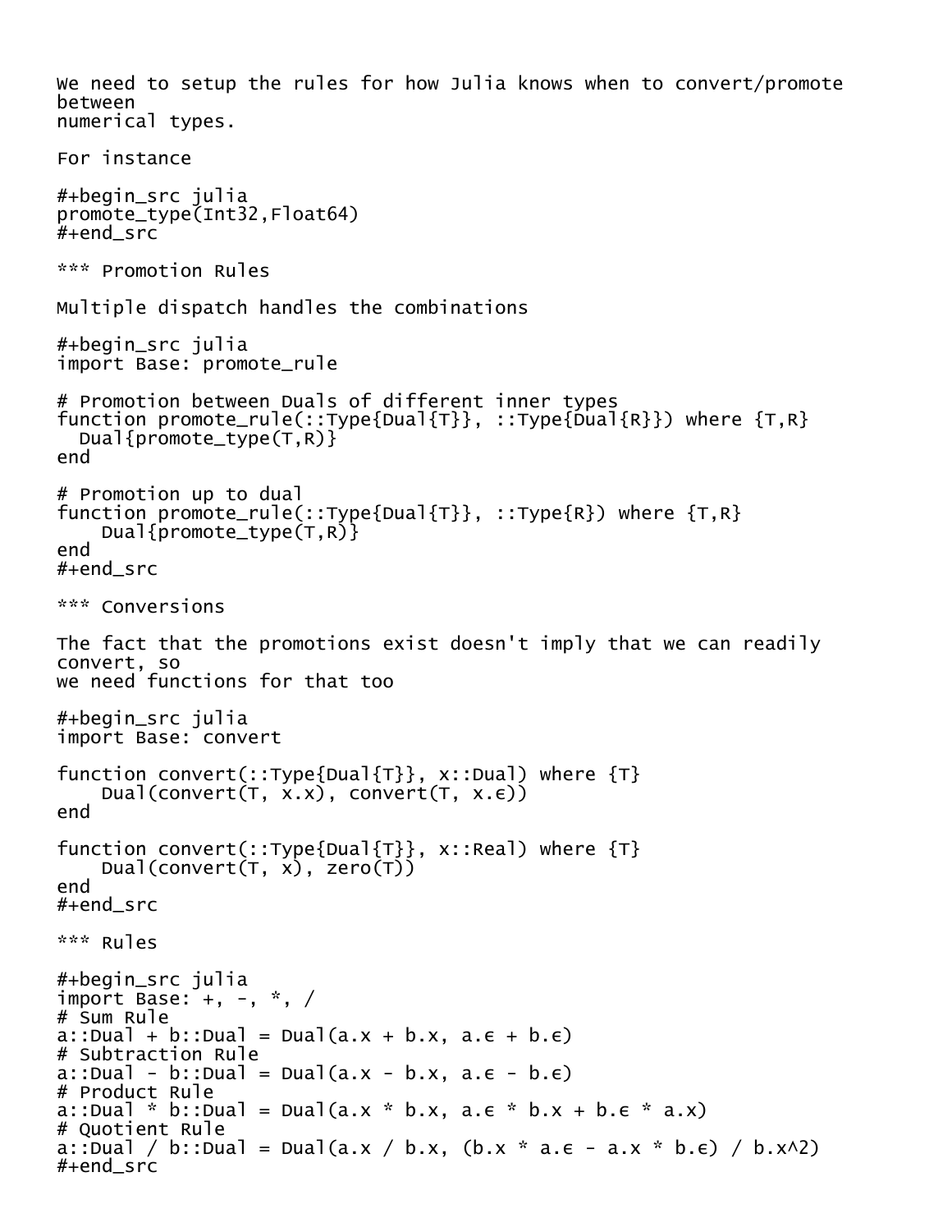We need to setup the rules for how Julia knows when to convert/promote between
numerical types.

For instance

```julia
promote_type(Int32,Float64)
```

### Promotion Rules

Multiple dispatch handles the combinations

```julia
import Base: promote_rule

# Promotion between Duals of different inner types
function promote_rule(::Type{Dual{T}}, ::Type{Dual{R}}) where {T,R}
  Dual{promote_type(T,R)}
end

# Promotion up to dual
function promote_rule(::Type{Dual{T}}, ::Type{R}) where {T,R}
    Dual{promote_type(T,R)}
end
```

### Conversions

The fact that the promotions exist doesn't imply that we can readily convert, so
we need functions for that too

```julia
import Base: convert

function convert(::Type{Dual{T}}, x::Dual) where {T}
    Dual(convert(T, x.x), convert(T, x.ϵ))
end

function convert(::Type{Dual{T}}, x::Real) where {T}
    Dual(convert(T, x), zero(T))
end
```

### Rules

```julia
import Base: +, -, *, /
# Sum Rule
a::Dual + b::Dual = Dual(a.x + b.x, a.ϵ + b.ϵ)
# Subtraction Rule
a::Dual - b::Dual = Dual(a.x - b.x, a.ϵ - b.ϵ)
# Product Rule
a::Dual * b::Dual = Dual(a.x * b.x, a.ϵ * b.x + b.ϵ * a.x)
# Quotient Rule
a::Dual / b::Dual = Dual(a.x / b.x, (b.x * a.ϵ - a.x * b.ϵ) / b.x^2)
```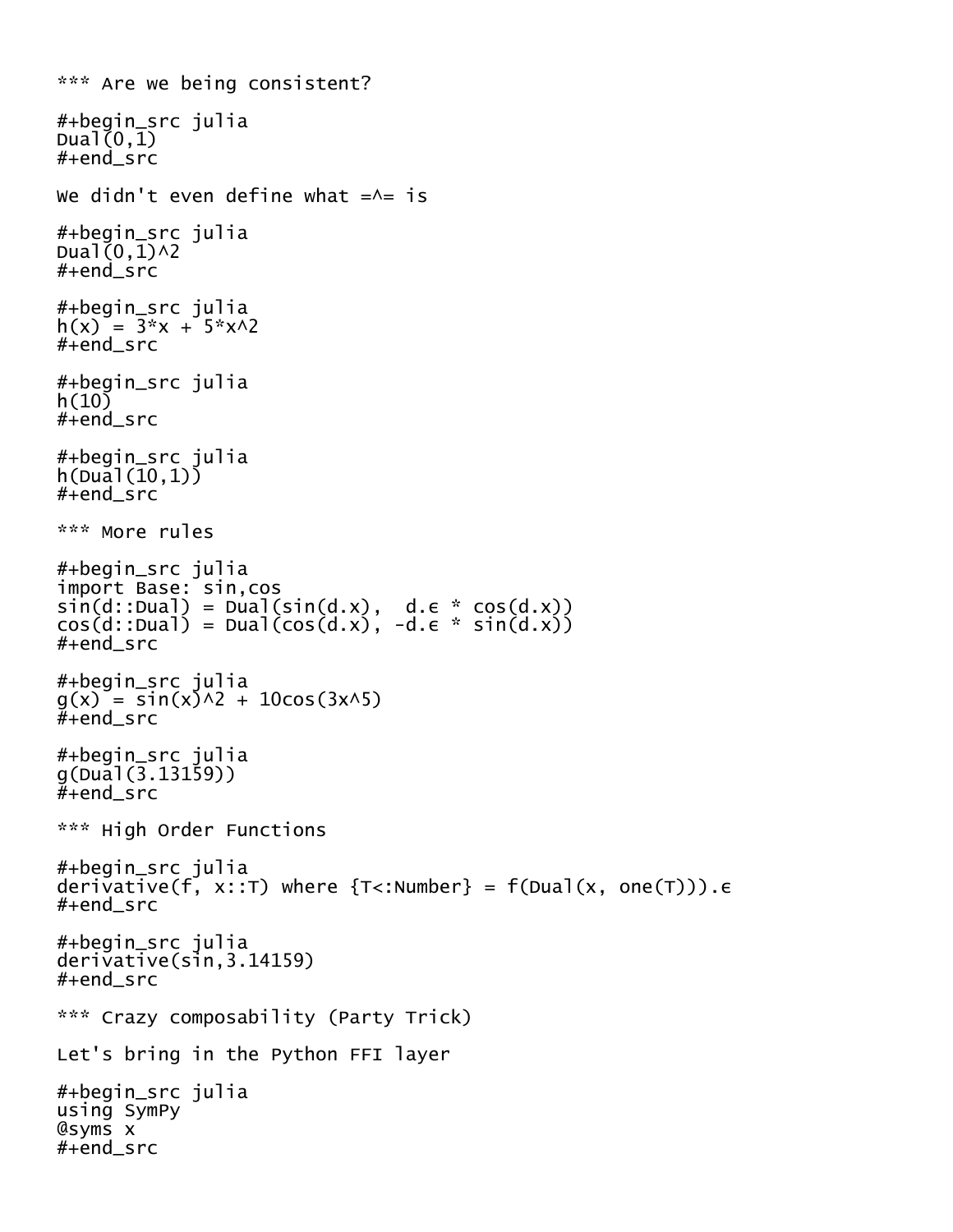### Are we being consistent?

```julia
Dual(0,1)
```

We didn't even define what =^= is

```julia
Dual(0,1)^2
```

```julia
h(x) = 3*x + 5*x^2
```

```julia
h(10)
```

```julia
h(Dual(10,1))
```

### More rules

```julia
import Base: sin,cos
sin(d::Dual) = Dual(sin(d.x),  d.ϵ * cos(d.x))
cos(d::Dual) = Dual(cos(d.x), -d.ϵ * sin(d.x))
```

```julia
g(x) = sin(x)^2 + 10cos(3x^5)
```

```julia
g(Dual(3.13159))
```

### High Order Functions

```julia
derivative(f, x::T) where {T<:Number} = f(Dual(x, one(T))).ϵ
```

```julia
derivative(sin,3.14159)
```

### Crazy composability (Party Trick)

Let's bring in the Python FFI layer

```julia
using SymPy
@syms x
```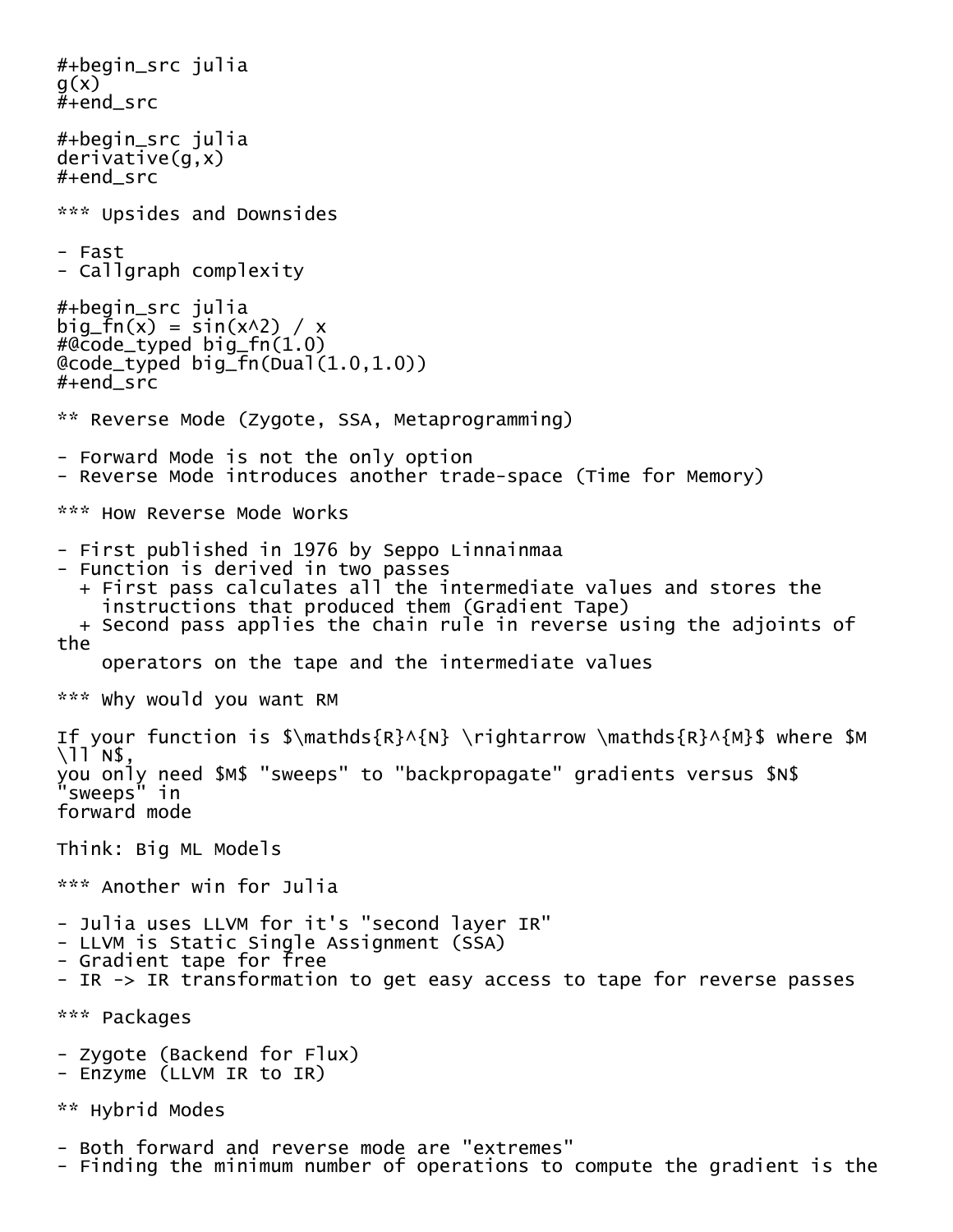```julia
g(x)
```

```julia
derivative(g,x)
```

### Upsides and Downsides

- Fast
- Callgraph complexity

```julia
big_fn(x) = sin(x^2) / x
#@code_typed big_fn(1.0)
@code_typed big_fn(Dual(1.0,1.0))
```

## Reverse Mode (Zygote, SSA, Metaprogramming)

- Forward Mode is not the only option
- Reverse Mode introduces another trade-space (Time for Memory)

### How Reverse Mode Works

- First published in 1976 by Seppo Linnainmaa
- Function is derived in two passes
  + First pass calculates all the intermediate values and stores the instructions that produced them (Gradient Tape)
  + Second pass applies the chain rule in reverse using the adjoints of the operators on the tape and the intermediate values

### Why would you want RM

If your function is $\mathds{R}^{N} \rightarrow \mathds{R}^{M}$ where $M \ll N$, you only need $M$ "sweeps" to "backpropagate" gradients versus $N$ "sweeps" in forward mode

Think: Big ML Models

### Another win for Julia

- Julia uses LLVM for it's "second layer IR"
- LLVM is Static Single Assignment (SSA)
- Gradient tape for free
- IR -> IR transformation to get easy access to tape for reverse passes

### Packages

- Zygote (Backend for Flux)
- Enzyme (LLVM IR to IR)

## Hybrid Modes

- Both forward and reverse mode are "extremes"
- Finding the minimum number of operations to compute the gradient is the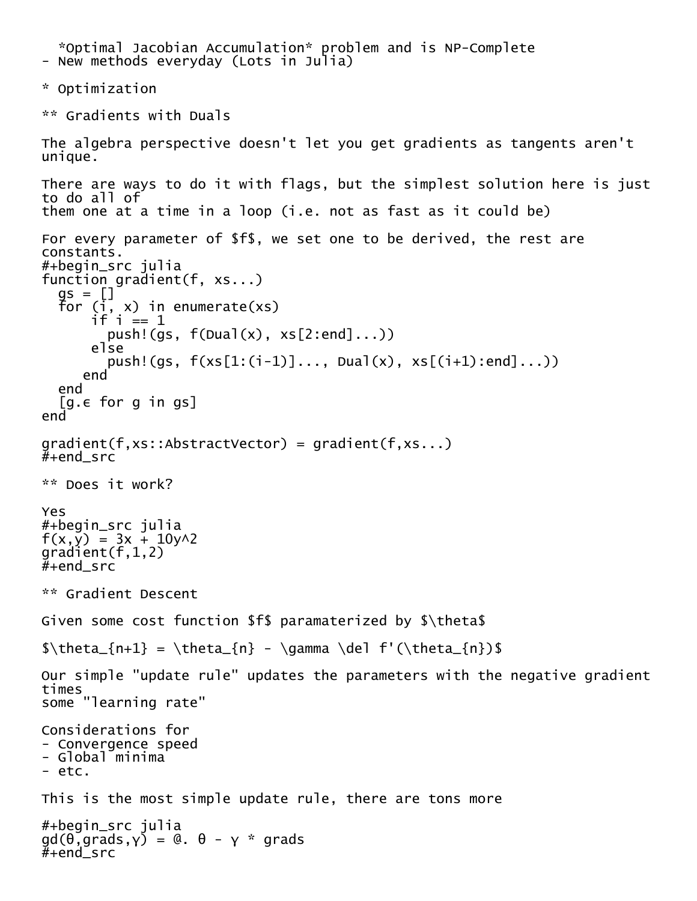*Optimal Jacobian Accumulation* problem and is NP-Complete
- New methods everyday (Lots in Julia)

# Optimization

## Gradients with Duals

The algebra perspective doesn't let you get gradients as tangents aren't unique.

There are ways to do it with flags, but the simplest solution here is just to do all of them one at a time in a loop (i.e. not as fast as it could be)

For every parameter of $f$, we set one to be derived, the rest are constants.

```julia
function gradient(f, xs...)
  gs = []
  for (i, x) in enumerate(xs)
      if i == 1
        push!(gs, f(Dual(x), xs[2:end]...))
      else
        push!(gs, f(xs[1:(i-1)]..., Dual(x), xs[(i+1):end]...))
     end
  end
  [g.ϵ for g in gs]
end

gradient(f,xs::AbstractVector) = gradient(f,xs...)
```

## Does it work?

Yes

```julia
f(x,y) = 3x + 10y^2
gradient(f,1,2)
```

## Gradient Descent

Given some cost function $f$ paramaterized by $\theta$

$\theta_{n+1} = \theta_{n} - \gamma \nabla f'(\theta_{n})$

Our simple "update rule" updates the parameters with the negative gradient times some "learning rate"

Considerations for
- Convergence speed
- Global minima
- etc.

This is the most simple update rule, there are tons more

```julia
gd(θ,grads,γ) = @. θ - γ * grads
```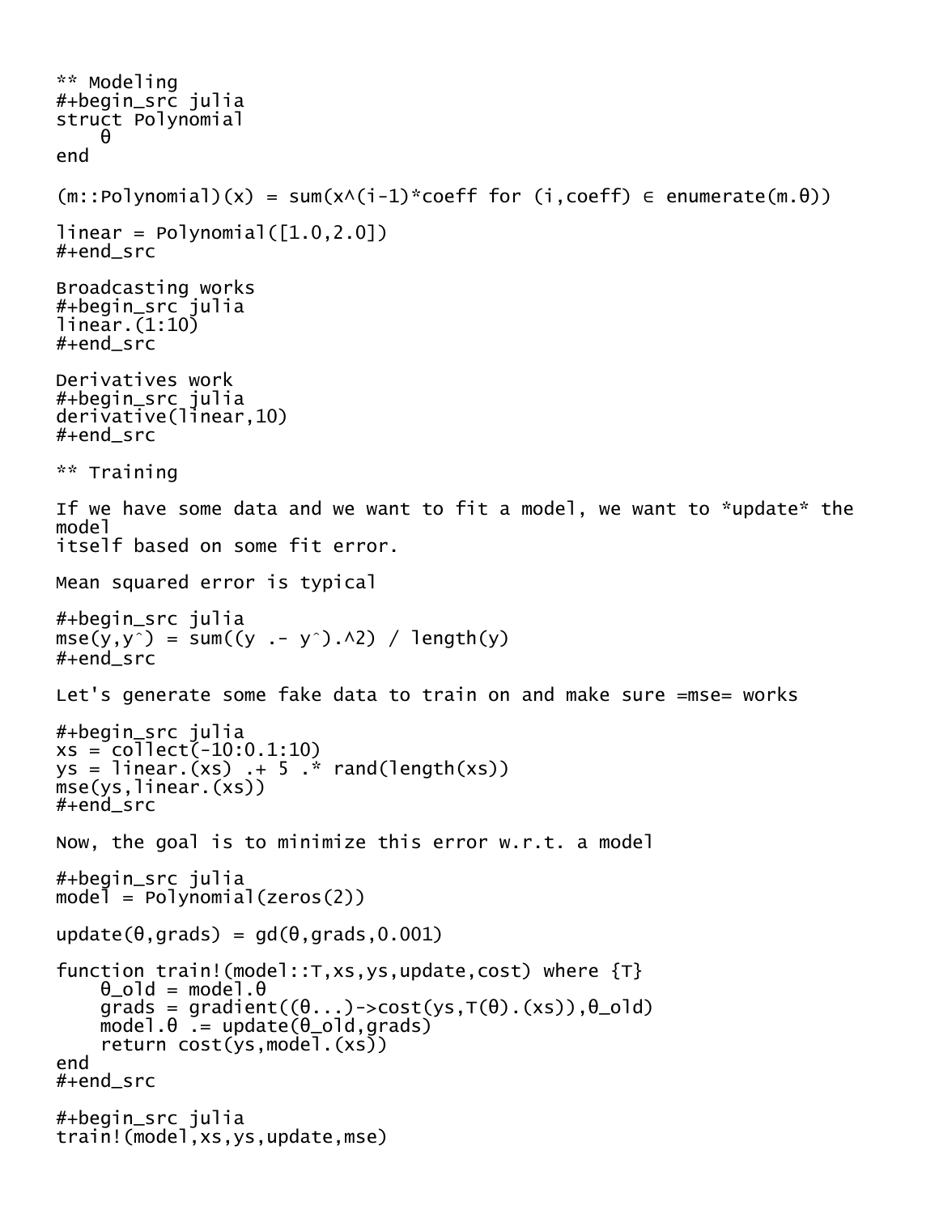** Modeling

```julia
struct Polynomial
    θ
end

(m::Polynomial)(x) = sum(x^(i-1)*coeff for (i,coeff) ∈ enumerate(m.θ))

linear = Polynomial([1.0,2.0])
```

Broadcasting works

```julia
linear.(1:10)
```

Derivatives work

```julia
derivative(linear,10)
```

** Training

If we have some data and we want to fit a model, we want to *update* the model
itself based on some fit error.

Mean squared error is typical

```julia
mse(y,yˆ) = sum((y .- yˆ).^2) / length(y)
```

Let's generate some fake data to train on and make sure =mse= works

```julia
xs = collect(-10:0.1:10)
ys = linear.(xs) .+ 5 .* rand(length(xs))
mse(ys,linear.(xs))
```

Now, the goal is to minimize this error w.r.t. a model

```julia
model = Polynomial(zeros(2))

update(θ,grads) = gd(θ,grads,0.001)

function train!(model::T,xs,ys,update,cost) where {T}
    θ_old = model.θ
    grads = gradient((θ...)->cost(ys,T(θ).(xs)),θ_old)
    model.θ .= update(θ_old,grads)
    return cost(ys,model.(xs))
end
```

```julia
train!(model,xs,ys,update,mse)
```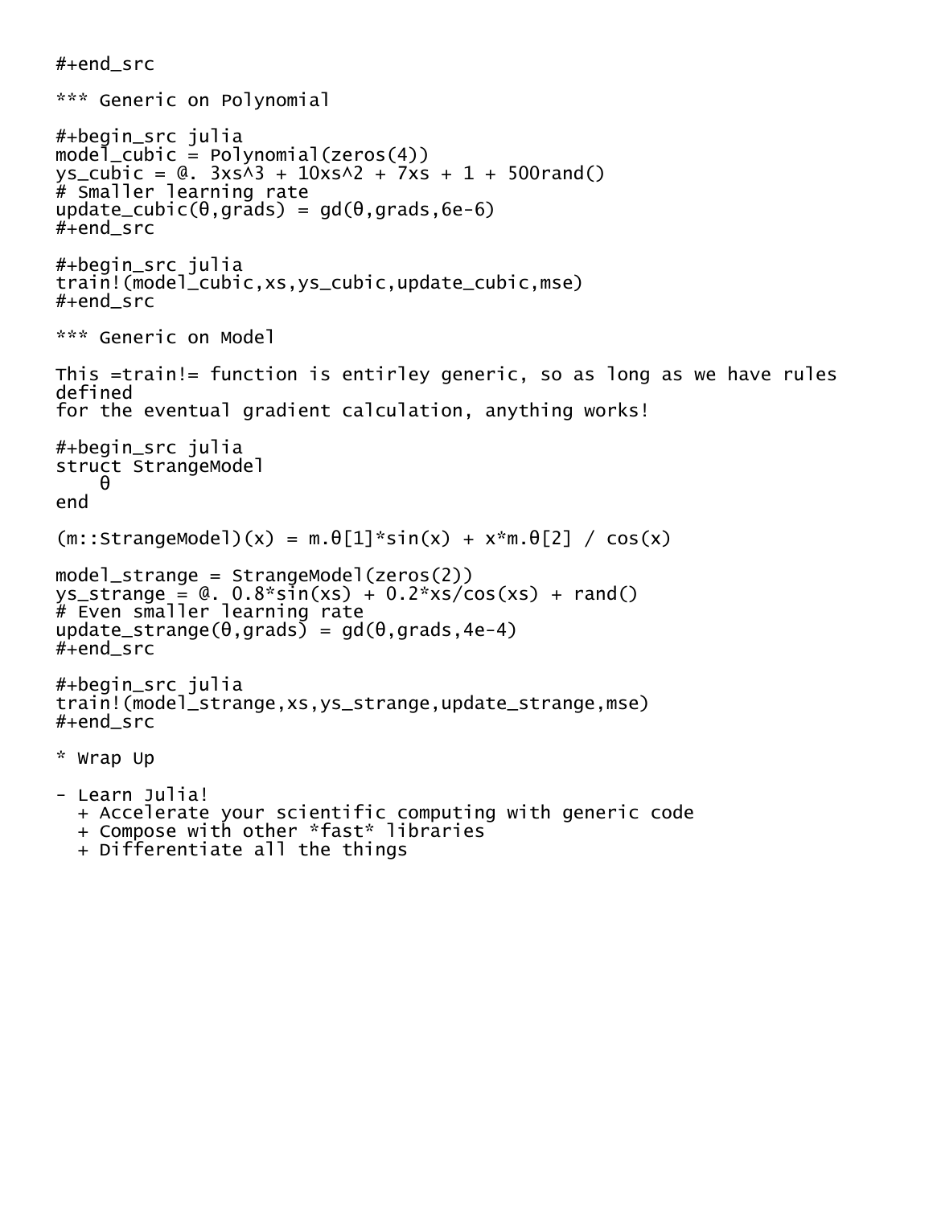```
#+end_src
```

*** Generic on Polynomial

```julia
model_cubic = Polynomial(zeros(4))
ys_cubic = @. 3xs^3 + 10xs^2 + 7xs + 1 + 500rand()
# Smaller learning rate
update_cubic(θ,grads) = gd(θ,grads,6e-6)
```

```julia
train!(model_cubic,xs,ys_cubic,update_cubic,mse)
```

*** Generic on Model

This =train!= function is entirley generic, so as long as we have rules defined
for the eventual gradient calculation, anything works!

```julia
struct StrangeModel
    θ
end

(m::StrangeModel)(x) = m.θ[1]*sin(x) + x*m.θ[2] / cos(x)

model_strange = StrangeModel(zeros(2))
ys_strange = @. 0.8*sin(xs) + 0.2*xs/cos(xs) + rand()
# Even smaller learning rate
update_strange(θ,grads) = gd(θ,grads,4e-4)
```

```julia
train!(model_strange,xs,ys_strange,update_strange,mse)
```

* Wrap Up

- Learn Julia!
  + Accelerate your scientific computing with generic code
  + Compose with other *fast* libraries
  + Differentiate all the things